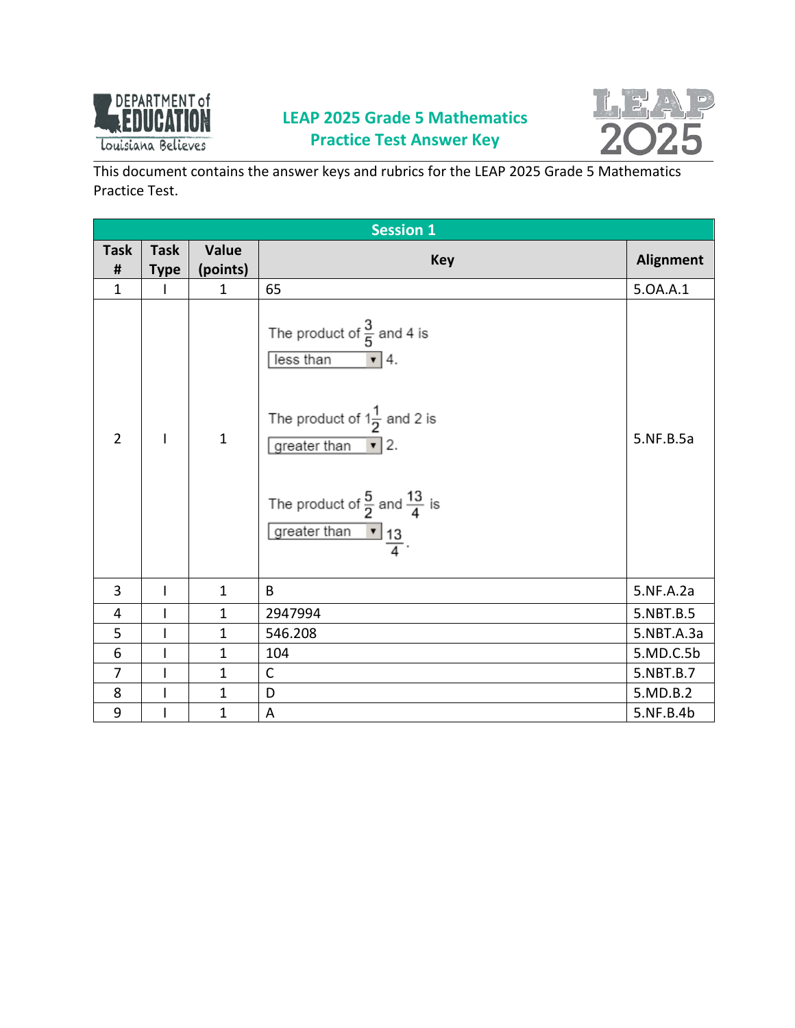# LEAP 2025 Grade 5 Mathematics Practice Test Answer Key

This document contains the answer keys and rubrics for the LEAP 2025 Grade 5 Mathematics Practice Test.

| Session 1 | | | | |
|---|---|---|---|---|
| Task # | Task Type | Value (points) | Key | Alignment |
| 1 | I | 1 | 65 | 5.OA.A.1 |
| 2 | I | 1 | The product of $\frac{3}{5}$ and 4 is [less than] 4.<br><br>The product of $1\frac{1}{2}$ and 2 is [greater than] 2.<br><br>The product of $\frac{5}{2}$ and $\frac{13}{4}$ is [greater than] $\frac{13}{4}$. | 5.NF.B.5a |
| 3 | I | 1 | B | 5.NF.A.2a |
| 4 | I | 1 | 2947994 | 5.NBT.B.5 |
| 5 | I | 1 | 546.208 | 5.NBT.A.3a |
| 6 | I | 1 | 104 | 5.MD.C.5b |
| 7 | I | 1 | C | 5.NBT.B.7 |
| 8 | I | 1 | D | 5.MD.B.2 |
| 9 | I | 1 | A | 5.NF.B.4b |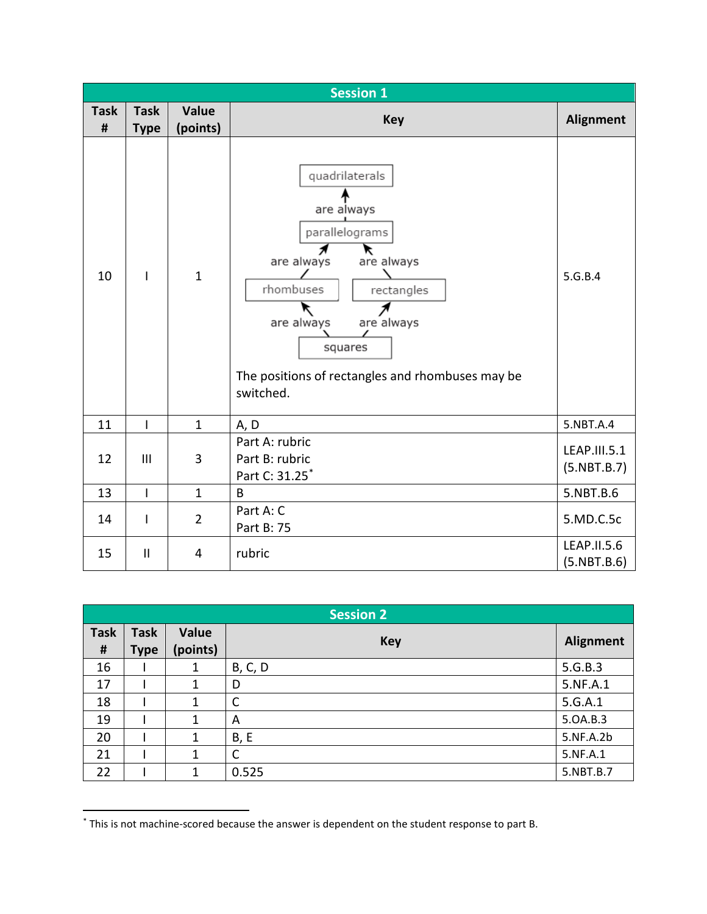| Session 1 | | | | |
|---|---|---|---|---|
| Task # | Task Type | Value (points) | Key | Alignment |
| 10 | I | 1 | quadrilaterals ← are always ← parallelograms; parallelograms ← are always ← rhombuses; parallelograms ← are always ← rectangles; rhombuses ← are always ← squares; rectangles ← are always ← squares. The positions of rectangles and rhombuses may be switched. | 5.G.B.4 |
| 11 | I | 1 | A, D | 5.NBT.A.4 |
| 12 | III | 3 | Part A: rubric<br>Part B: rubric<br>Part C: 31.25* | LEAP.III.5.1 (5.NBT.B.7) |
| 13 | I | 1 | B | 5.NBT.B.6 |
| 14 | I | 2 | Part A: C<br>Part B: 75 | 5.MD.C.5c |
| 15 | II | 4 | rubric | LEAP.II.5.6 (5.NBT.B.6) |

| Session 2 | | | | |
|---|---|---|---|---|
| Task # | Task Type | Value (points) | Key | Alignment |
| 16 | I | 1 | B, C, D | 5.G.B.3 |
| 17 | I | 1 | D | 5.NF.A.1 |
| 18 | I | 1 | C | 5.G.A.1 |
| 19 | I | 1 | A | 5.OA.B.3 |
| 20 | I | 1 | B, E | 5.NF.A.2b |
| 21 | I | 1 | C | 5.NF.A.1 |
| 22 | I | 1 | 0.525 | 5.NBT.B.7 |

* This is not machine-scored because the answer is dependent on the student response to part B.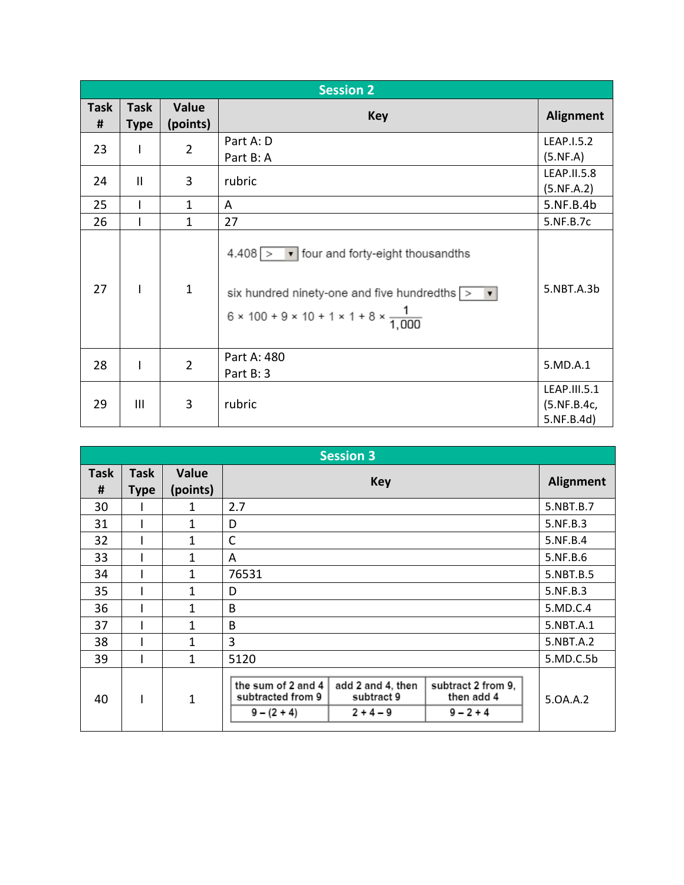| Session 2 | | | | |
|---|---|---|---|---|
| Task # | Task Type | Value (points) | Key | Alignment |
| 23 | I | 2 | Part A: D<br>Part B: A | LEAP.I.5.2 (5.NF.A) |
| 24 | II | 3 | rubric | LEAP.II.5.8 (5.NF.A.2) |
| 25 | I | 1 | A | 5.NF.B.4b |
| 26 | I | 1 | 27 | 5.NF.B.7c |
| 27 | I | 1 | 4.408 [ > ] four and forty-eight thousandths<br><br>six hundred ninety-one and five hundredths [ > ]<br>$6 \times 100 + 9 \times 10 + 1 \times 1 + 8 \times \frac{1}{1,000}$ | 5.NBT.A.3b |
| 28 | I | 2 | Part A: 480<br>Part B: 3 | 5.MD.A.1 |
| 29 | III | 3 | rubric | LEAP.III.5.1 (5.NF.B.4c, 5.NF.B.4d) |

| Session 3 | | | | |
|---|---|---|---|---|
| Task # | Task Type | Value (points) | Key | Alignment |
| 30 | I | 1 | 2.7 | 5.NBT.B.7 |
| 31 | I | 1 | D | 5.NF.B.3 |
| 32 | I | 1 | C | 5.NF.B.4 |
| 33 | I | 1 | A | 5.NF.B.6 |
| 34 | I | 1 | 76531 | 5.NBT.B.5 |
| 35 | I | 1 | D | 5.NF.B.3 |
| 36 | I | 1 | B | 5.MD.C.4 |
| 37 | I | 1 | B | 5.NBT.A.1 |
| 38 | I | 1 | 3 | 5.NBT.A.2 |
| 39 | I | 1 | 5120 | 5.MD.C.5b |
| 40 | I | 1 | the sum of 2 and 4 subtracted from 9: $9 - (2 + 4)$<br>add 2 and 4, then subtract 9: $2 + 4 - 9$<br>subtract 2 from 9, then add 4: $9 - 2 + 4$ | 5.OA.A.2 |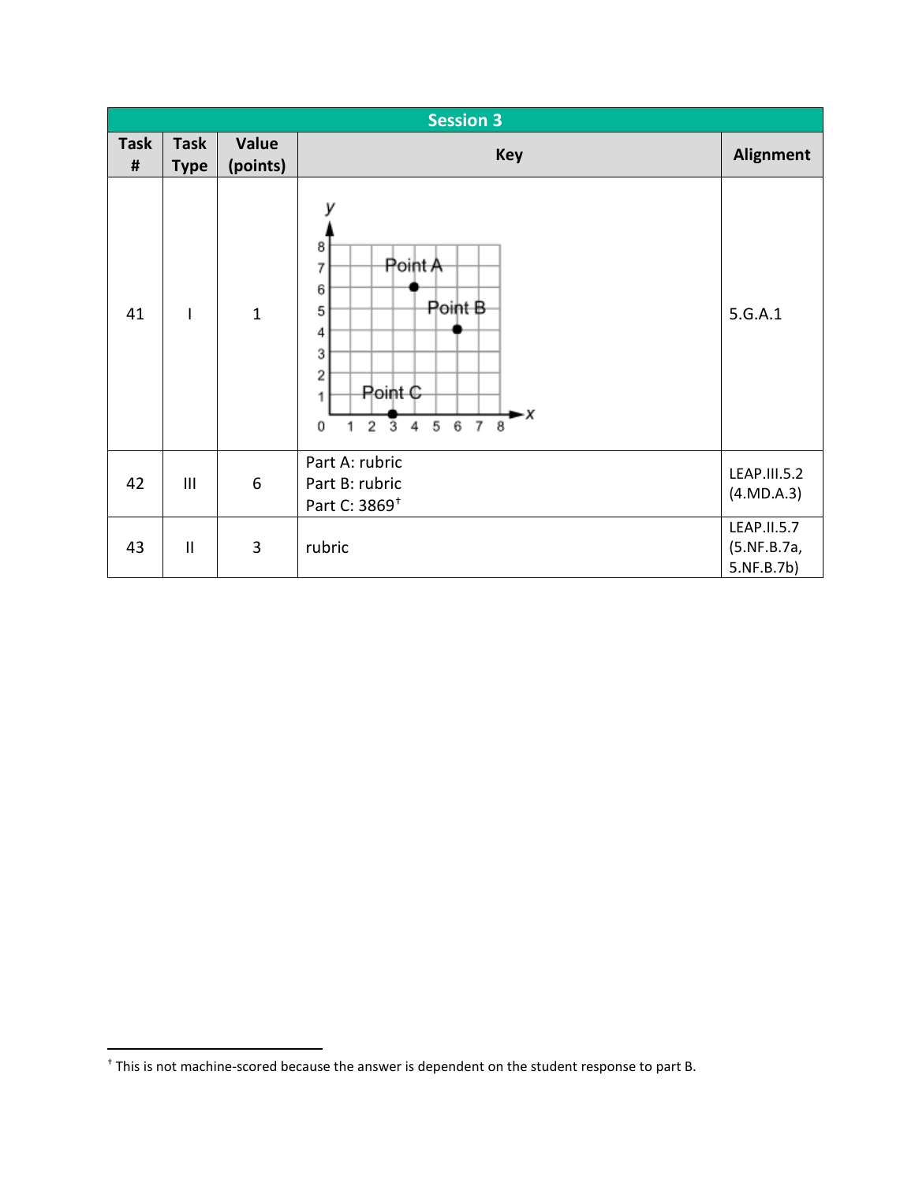| Session 3 | | | | |
|---|---|---|---|---|
| Task # | Task Type | Value (points) | Key | Alignment |
| 41 | I | 1 | Point A: (4, 6); Point B: (6, 4); Point C: (3, 0) | 5.G.A.1 |
| 42 | III | 6 | Part A: rubric<br>Part B: rubric<br>Part C: 3869[†] | LEAP.III.5.2 (4.MD.A.3) |
| 43 | II | 3 | rubric | LEAP.II.5.7 (5.NF.B.7a, 5.NF.B.7b) |

[†] This is not machine-scored because the answer is dependent on the student response to part B.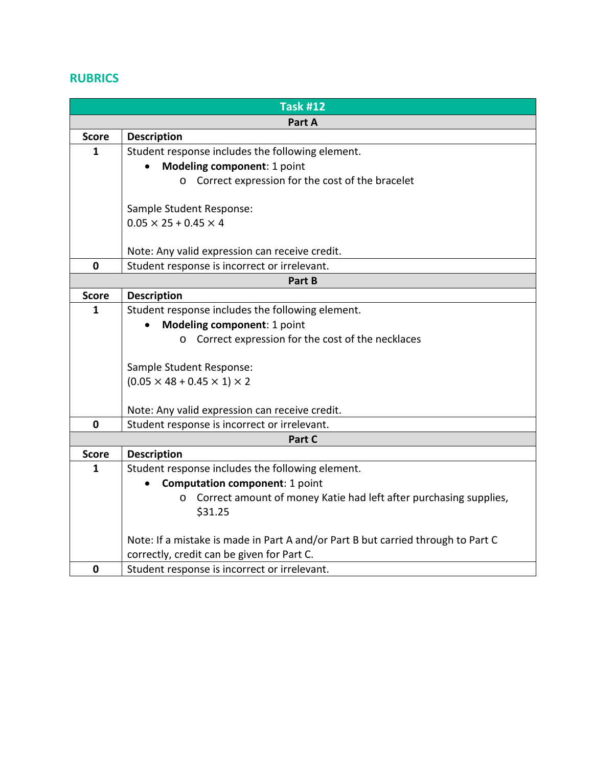## RUBRICS

| Task #12 | |
|---|---|
| **Part A** | |
| **Score** | **Description** |
| **1** | Student response includes the following element.<br>• **Modeling component**: 1 point<br>  o Correct expression for the cost of the bracelet<br><br>Sample Student Response:<br>$0.05 \times 25 + 0.45 \times 4$<br><br>Note: Any valid expression can receive credit. |
| **0** | Student response is incorrect or irrelevant. |
| **Part B** | |
| **Score** | **Description** |
| **1** | Student response includes the following element.<br>• **Modeling component**: 1 point<br>  o Correct expression for the cost of the necklaces<br><br>Sample Student Response:<br>$(0.05 \times 48 + 0.45 \times 1) \times 2$<br><br>Note: Any valid expression can receive credit. |
| **0** | Student response is incorrect or irrelevant. |
| **Part C** | |
| **Score** | **Description** |
| **1** | Student response includes the following element.<br>• **Computation component**: 1 point<br>  o Correct amount of money Katie had left after purchasing supplies, $31.25<br><br>Note: If a mistake is made in Part A and/or Part B but carried through to Part C correctly, credit can be given for Part C. |
| **0** | Student response is incorrect or irrelevant. |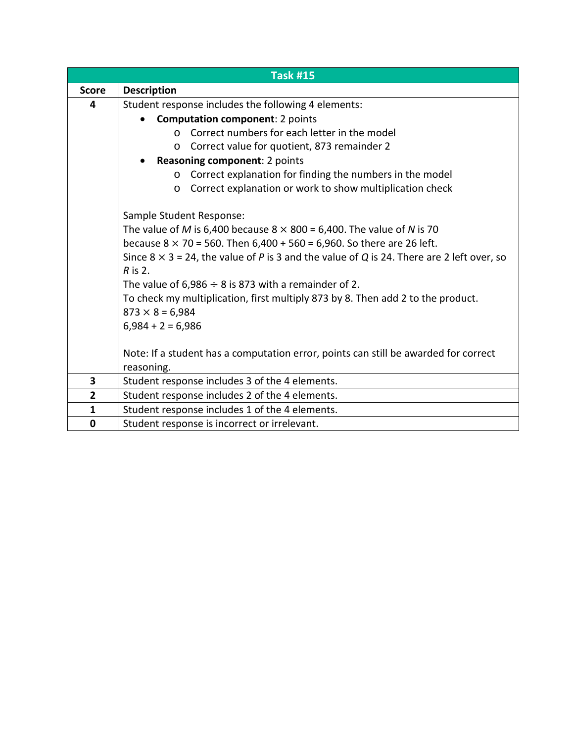| Task #15 | |
|---|---|
| **Score** | **Description** |
| **4** | Student response includes the following 4 elements:<br>• **Computation component**: 2 points<br>  o Correct numbers for each letter in the model<br>  o Correct value for quotient, 873 remainder 2<br>• **Reasoning component**: 2 points<br>  o Correct explanation for finding the numbers in the model<br>  o Correct explanation or work to show multiplication check<br><br>Sample Student Response:<br>The value of *M* is 6,400 because $8 \times 800 = 6{,}400$. The value of *N* is 70 because $8 \times 70 = 560$. Then $6{,}400 + 560 = 6{,}960$. So there are 26 left. Since $8 \times 3 = 24$, the value of *P* is 3 and the value of *Q* is 24. There are 2 left over, so *R* is 2.<br>The value of $6{,}986 \div 8$ is 873 with a remainder of 2.<br>To check my multiplication, first multiply 873 by 8. Then add 2 to the product.<br>$873 \times 8 = 6{,}984$<br>$6{,}984 + 2 = 6{,}986$<br><br>Note: If a student has a computation error, points can still be awarded for correct reasoning. |
| **3** | Student response includes 3 of the 4 elements. |
| **2** | Student response includes 2 of the 4 elements. |
| **1** | Student response includes 1 of the 4 elements. |
| **0** | Student response is incorrect or irrelevant. |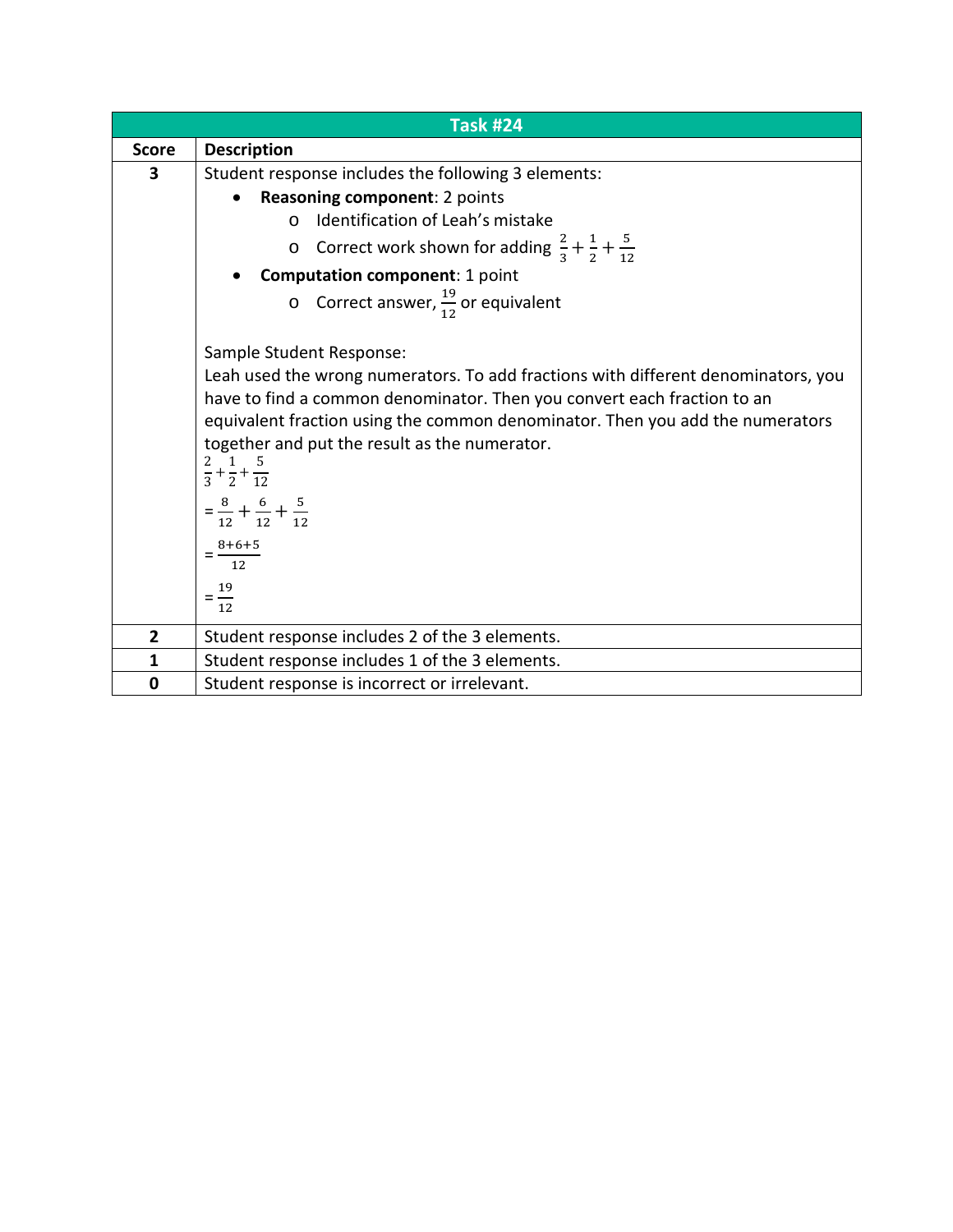| Task #24 | |
|---|---|
| **Score** | **Description** |
| **3** | Student response includes the following 3 elements:<br>• **Reasoning component**: 2 points<br>  o Identification of Leah's mistake<br>  o Correct work shown for adding $\frac{2}{3} + \frac{1}{2} + \frac{5}{12}$<br>• **Computation component**: 1 point<br>  o Correct answer, $\frac{19}{12}$ or equivalent<br><br>Sample Student Response:<br>Leah used the wrong numerators. To add fractions with different denominators, you have to find a common denominator. Then you convert each fraction to an equivalent fraction using the common denominator. Then you add the numerators together and put the result as the numerator.<br>$\frac{2}{3} + \frac{1}{2} + \frac{5}{12}$<br>$= \frac{8}{12} + \frac{6}{12} + \frac{5}{12}$<br>$= \frac{8+6+5}{12}$<br>$= \frac{19}{12}$ |
| **2** | Student response includes 2 of the 3 elements. |
| **1** | Student response includes 1 of the 3 elements. |
| **0** | Student response is incorrect or irrelevant. |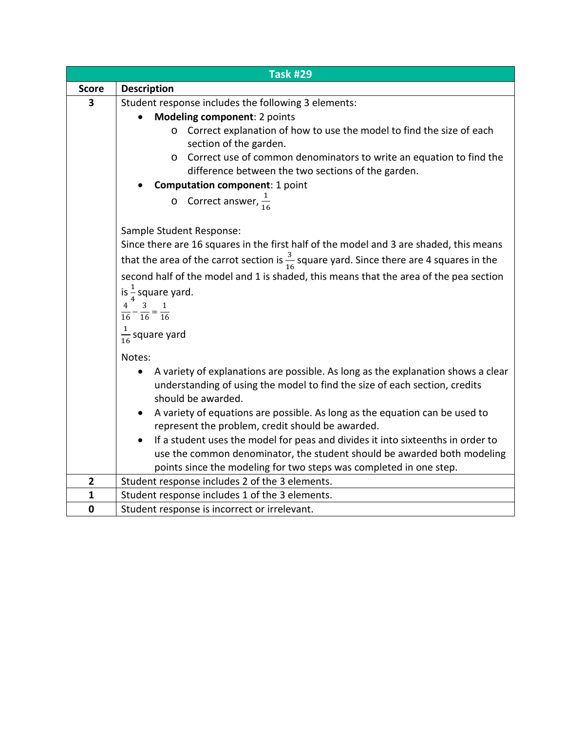| Task #29 | |
|---|---|
| **Score** | **Description** |
| **3** | Student response includes the following 3 elements:<br>• **Modeling component**: 2 points<br>  o Correct explanation of how to use the model to find the size of each section of the garden.<br>  o Correct use of common denominators to write an equation to find the difference between the two sections of the garden.<br>• **Computation component**: 1 point<br>  o Correct answer, $\frac{1}{16}$<br><br>Sample Student Response:<br>Since there are 16 squares in the first half of the model and 3 are shaded, this means that the area of the carrot section is $\frac{3}{16}$ square yard. Since there are 4 squares in the second half of the model and 1 is shaded, this means that the area of the pea section is $\frac{1}{4}$ square yard.<br>$\frac{4}{16} - \frac{3}{16} = \frac{1}{16}$<br>$\frac{1}{16}$ square yard<br><br>Notes:<br>• A variety of explanations are possible. As long as the explanation shows a clear understanding of using the model to find the size of each section, credits should be awarded.<br>• A variety of equations are possible. As long as the equation can be used to represent the problem, credit should be awarded.<br>• If a student uses the model for peas and divides it into sixteenths in order to use the common denominator, the student should be awarded both modeling points since the modeling for two steps was completed in one step. |
| **2** | Student response includes 2 of the 3 elements. |
| **1** | Student response includes 1 of the 3 elements. |
| **0** | Student response is incorrect or irrelevant. |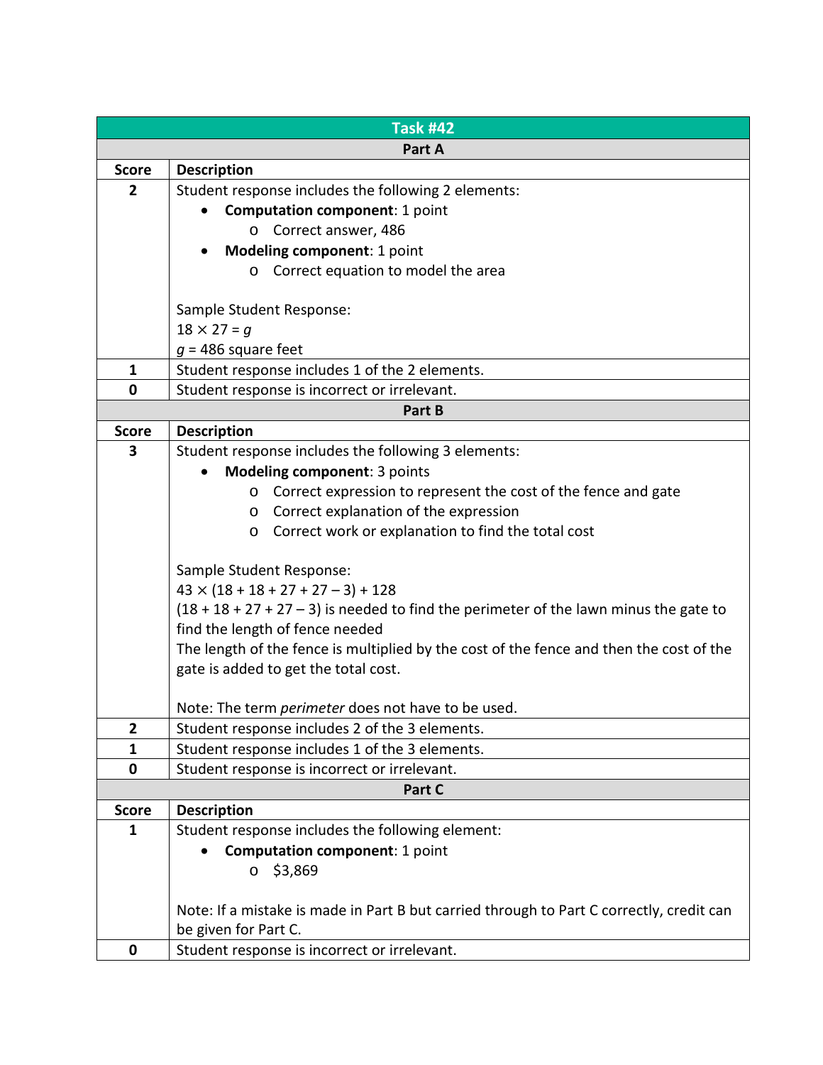| Task #42 | |
|---|---|
| **Part A** | |
| **Score** | **Description** |
| **2** | Student response includes the following 2 elements:<br>• **Computation component**: 1 point<br>  o Correct answer, 486<br>• **Modeling component**: 1 point<br>  o Correct equation to model the area<br><br>Sample Student Response:<br>$18 \times 27 = g$<br>$g = 486$ square feet |
| **1** | Student response includes 1 of the 2 elements. |
| **0** | Student response is incorrect or irrelevant. |
| **Part B** | |
| **Score** | **Description** |
| **3** | Student response includes the following 3 elements:<br>• **Modeling component**: 3 points<br>  o Correct expression to represent the cost of the fence and gate<br>  o Correct explanation of the expression<br>  o Correct work or explanation to find the total cost<br><br>Sample Student Response:<br>$43 \times (18 + 18 + 27 + 27 - 3) + 128$<br>$(18 + 18 + 27 + 27 - 3)$ is needed to find the perimeter of the lawn minus the gate to find the length of fence needed<br>The length of the fence is multiplied by the cost of the fence and then the cost of the gate is added to get the total cost.<br><br>Note: The term *perimeter* does not have to be used. |
| **2** | Student response includes 2 of the 3 elements. |
| **1** | Student response includes 1 of the 3 elements. |
| **0** | Student response is incorrect or irrelevant. |
| **Part C** | |
| **Score** | **Description** |
| **1** | Student response includes the following element:<br>• **Computation component**: 1 point<br>  o $3,869<br><br>Note: If a mistake is made in Part B but carried through to Part C correctly, credit can be given for Part C. |
| **0** | Student response is incorrect or irrelevant. |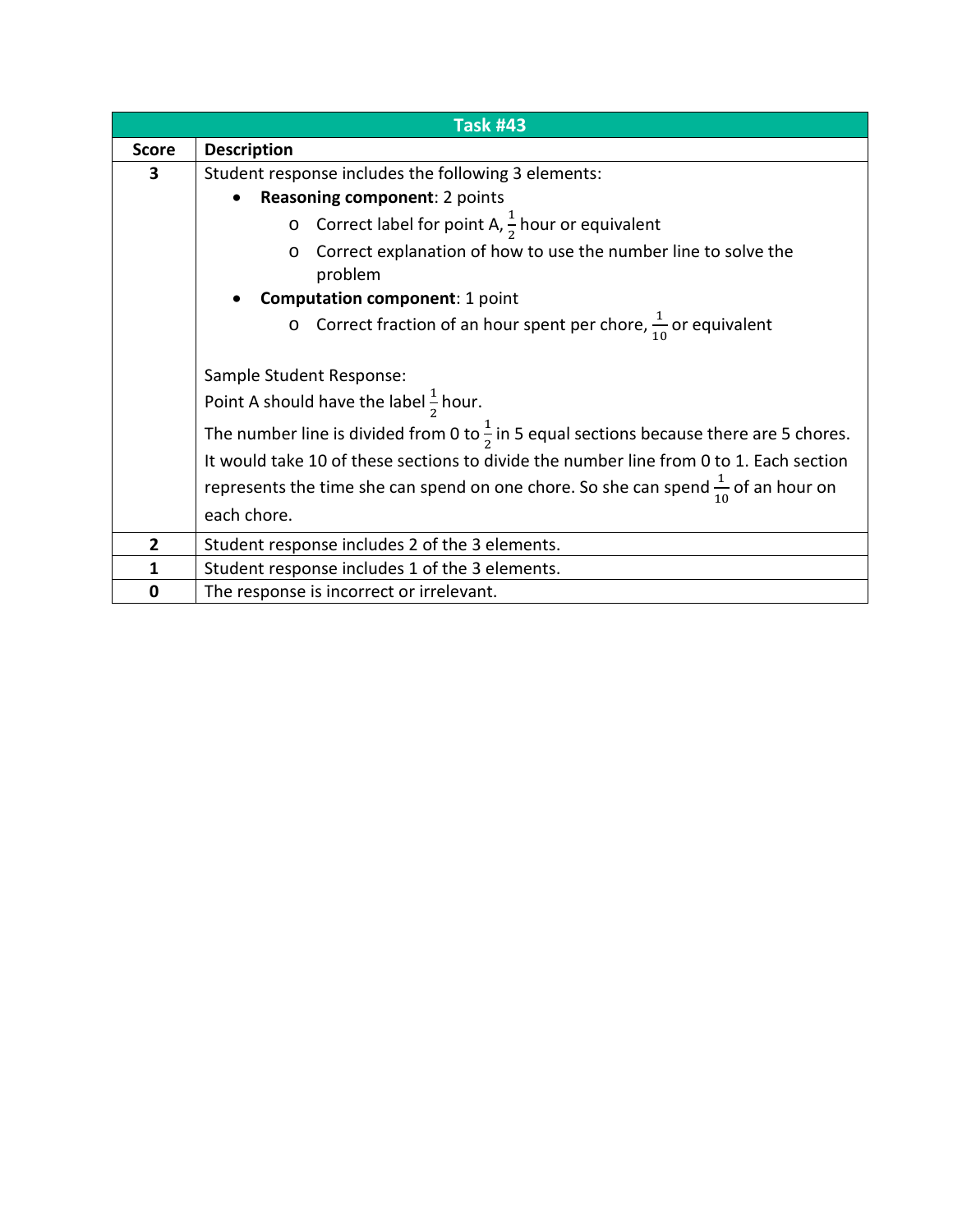| Task #43 | |
|---|---|
| **Score** | **Description** |
| **3** | Student response includes the following 3 elements:<br>• **Reasoning component**: 2 points<br>&nbsp;&nbsp;&nbsp;o Correct label for point A, $\frac{1}{2}$ hour or equivalent<br>&nbsp;&nbsp;&nbsp;o Correct explanation of how to use the number line to solve the problem<br>• **Computation component**: 1 point<br>&nbsp;&nbsp;&nbsp;o Correct fraction of an hour spent per chore, $\frac{1}{10}$ or equivalent<br><br>Sample Student Response:<br>Point A should have the label $\frac{1}{2}$ hour.<br>The number line is divided from 0 to $\frac{1}{2}$ in 5 equal sections because there are 5 chores. It would take 10 of these sections to divide the number line from 0 to 1. Each section represents the time she can spend on one chore. So she can spend $\frac{1}{10}$ of an hour on each chore. |
| **2** | Student response includes 2 of the 3 elements. |
| **1** | Student response includes 1 of the 3 elements. |
| **0** | The response is incorrect or irrelevant. |